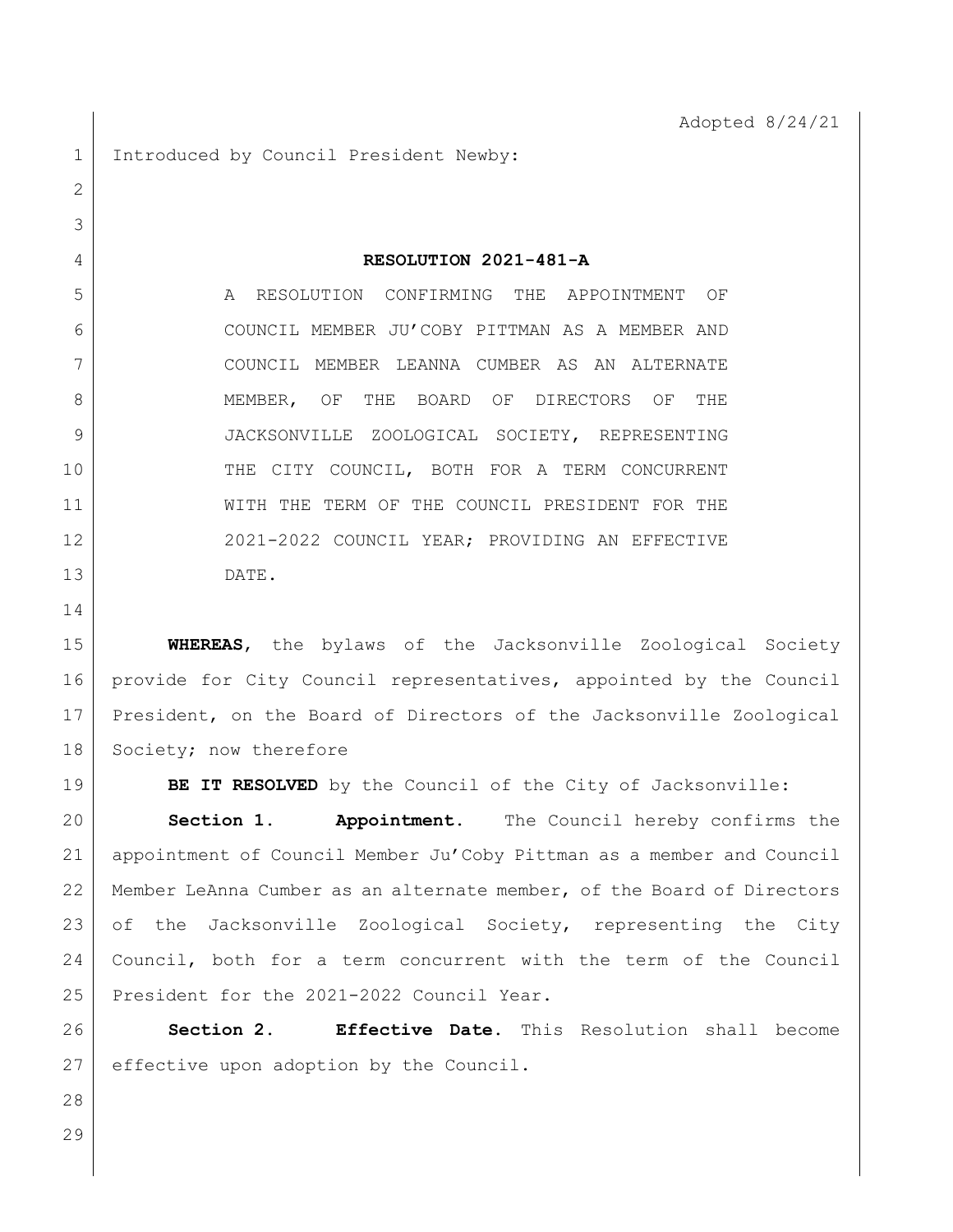Adopted 8/24/21

Introduced by Council President Newby:

# RESOLUTION 2021-481-A

A RESOLUTION CONFIRMING THE APPOINTMENT OF COUNCIL MEMBER JU'COBY PITTMAN AS A MEMBER AND COUNCIL MEMBER LEANNA CUMBER AS AN ALTERNATE MEMBER, OF THE BOARD OF DIRECTORS OF THE JACKSONVILLE ZOOLOGICAL SOCIETY, REPRESENTING THE CITY COUNCIL, BOTH FOR A TERM CONCURRENT WITH THE TERM OF THE COUNCIL PRESIDENT FOR THE 2021-2022 COUNCIL YEAR; PROVIDING AN EFFECTIVE DATE.

**WHEREAS**, the bylaws of the Jacksonville Zoological Society provide for City Council representatives, appointed by the Council President, on the Board of Directors of the Jacksonville Zoological Society; now therefore

**BE IT RESOLVED** by the Council of the City of Jacksonville:

**Section 1. Appointment.** The Council hereby confirms the appointment of Council Member Ju'Coby Pittman as a member and Council Member LeAnna Cumber as an alternate member, of the Board of Directors of the Jacksonville Zoological Society, representing the City Council, both for a term concurrent with the term of the Council President for the 2021-2022 Council Year.

**Section 2. Effective Date.** This Resolution shall become effective upon adoption by the Council.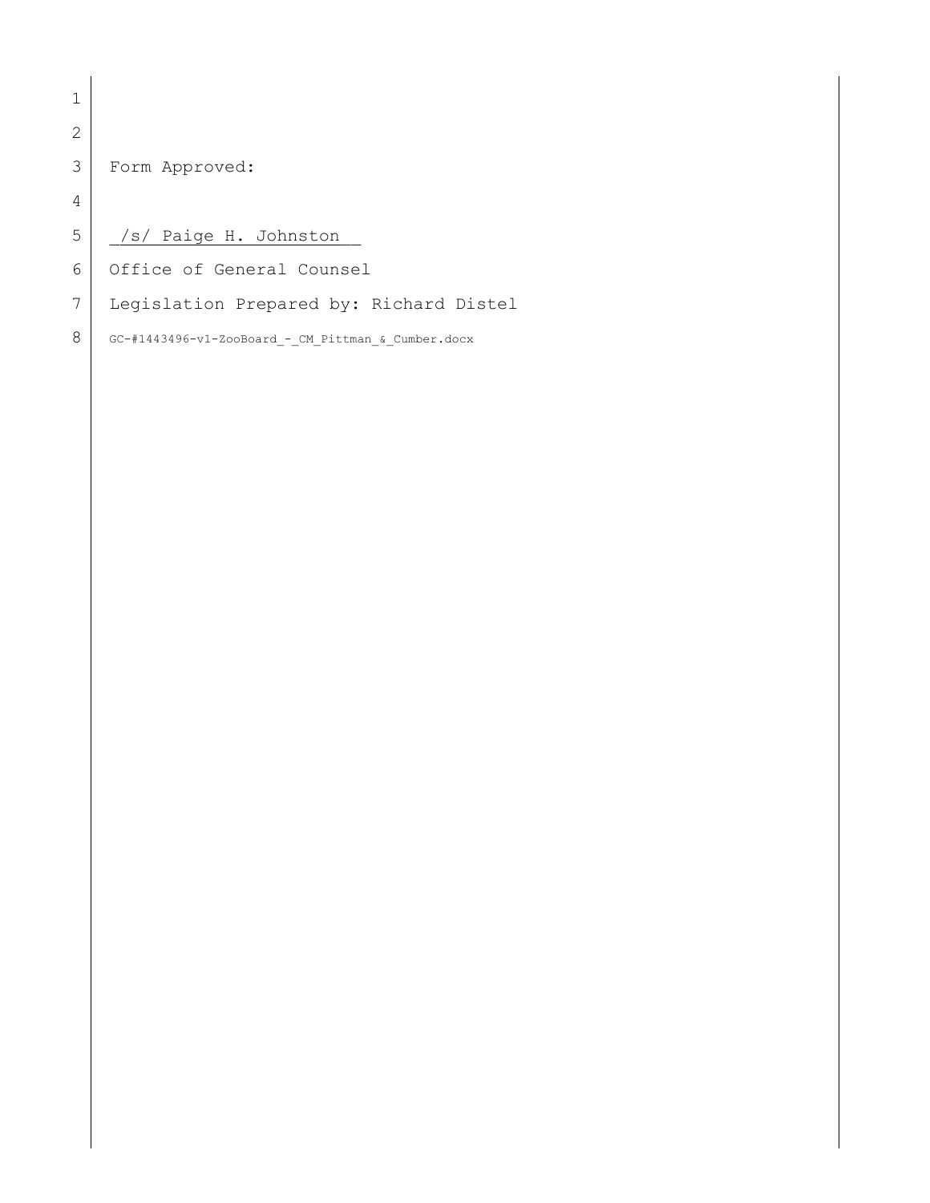Form Approved:

_/s/ Paige H. Johnston__

Office of General Counsel

Legislation Prepared by: Richard Distel

GC-#1443496-v1-ZooBoard_-_CM_Pittman_&_Cumber.docx